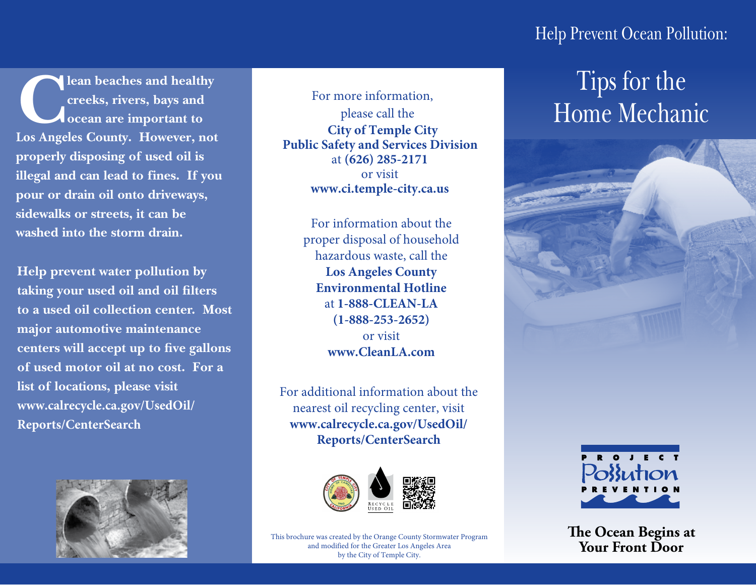Help Prevent Ocean Pollution:

# Tips for the Home Mechanic

**Clean beaches and healthy creeks, rivers, bays and ocean are important to Los Angeles County. However, not properly disposing of used oil is illegal and can lead to fines. If you pour or drain oil onto driveways, sidewalks or streets, it can be washed into the storm drain.**

**Help prevent water pollution by taking your used oil and oil filters to a used oil collection center. Most major automotive maintenance centers will accept up to five gallons of used motor oil at no cost. For a list of locations, please visit www.calrecycle.ca.gov/UsedOil/Reports/CenterSearch**

For more information, please call the **City of Temple City Public Safety and Services Division** at **(626) 285-2171** or visit **www.ci.temple-city.ca.us**

For information about the proper disposal of household hazardous waste, call the **Los Angeles County Environmental Hotline** at **1-888-CLEAN-LA (1-888-253-2652)** or visit **www.CleanLA.com**

For additional information about the nearest oil recycling center, visit **www.calrecycle.ca.gov/UsedOil/Reports/CenterSearch**

RECYCLE USED OIL

This brochure was created by the Orange County Stormwater Program and modified for the Greater Los Angeles Area by the City of Temple City.

PROJECT POLLUTION PREVENTION

**The Ocean Begins at Your Front Door**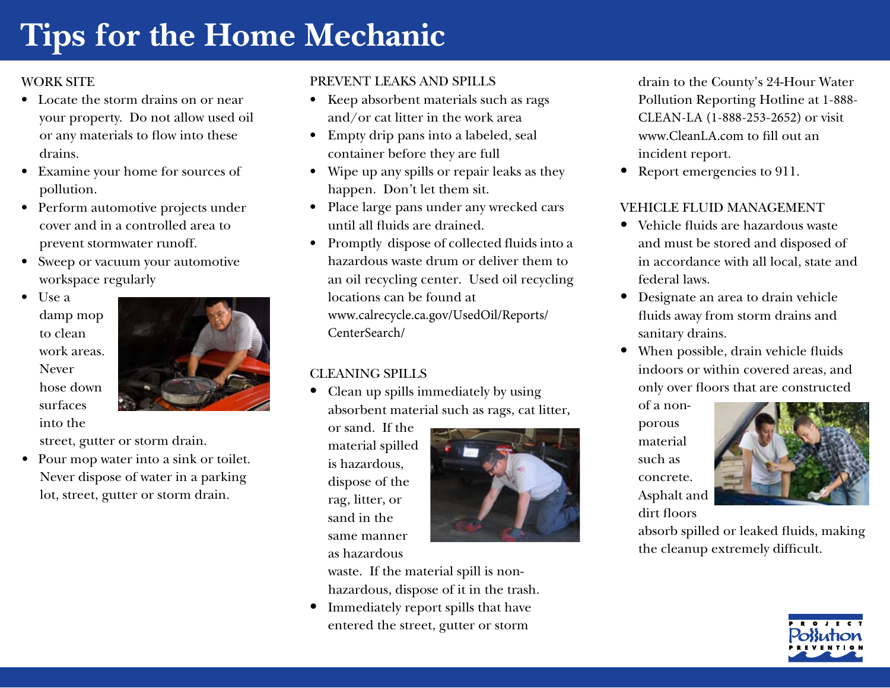# Tips for the Home Mechanic

## WORK SITE

- Locate the storm drains on or near your property. Do not allow used oil or any materials to flow into these drains.
- Examine your home for sources of pollution.
- Perform automotive projects under cover and in a controlled area to prevent stormwater runoff.
- Sweep or vacuum your automotive workspace regularly
- Use a damp mop to clean work areas. Never hose down surfaces into the street, gutter or storm drain.
- Pour mop water into a sink or toilet. Never dispose of water in a parking lot, street, gutter or storm drain.

## PREVENT LEAKS AND SPILLS

- Keep absorbent materials such as rags and/or cat litter in the work area
- Empty drip pans into a labeled, seal container before they are full
- Wipe up any spills or repair leaks as they happen. Don't let them sit.
- Place large pans under any wrecked cars until all fluids are drained.
- Promptly dispose of collected fluids into a hazardous waste drum or deliver them to an oil recycling center. Used oil recycling locations can be found at www.calrecycle.ca.gov/UsedOil/Reports/CenterSearch/

## CLEANING SPILLS

- Clean up spills immediately by using absorbent material such as rags, cat litter, or sand. If the material spilled is hazardous, dispose of the rag, litter, or sand in the same manner as hazardous waste. If the material spill is non-hazardous, dispose of it in the trash.
- Immediately report spills that have entered the street, gutter or storm drain to the County's 24-Hour Water Pollution Reporting Hotline at 1-888-CLEAN-LA (1-888-253-2652) or visit www.CleanLA.com to fill out an incident report.
- Report emergencies to 911.

## VEHICLE FLUID MANAGEMENT

- Vehicle fluids are hazardous waste and must be stored and disposed of in accordance with all local, state and federal laws.
- Designate an area to drain vehicle fluids away from storm drains and sanitary drains.
- When possible, drain vehicle fluids indoors or within covered areas, and only over floors that are constructed of a non-porous material such as concrete. Asphalt and dirt floors absorb spilled or leaked fluids, making the cleanup extremely difficult.

PROJECT Pollution PREVENTION